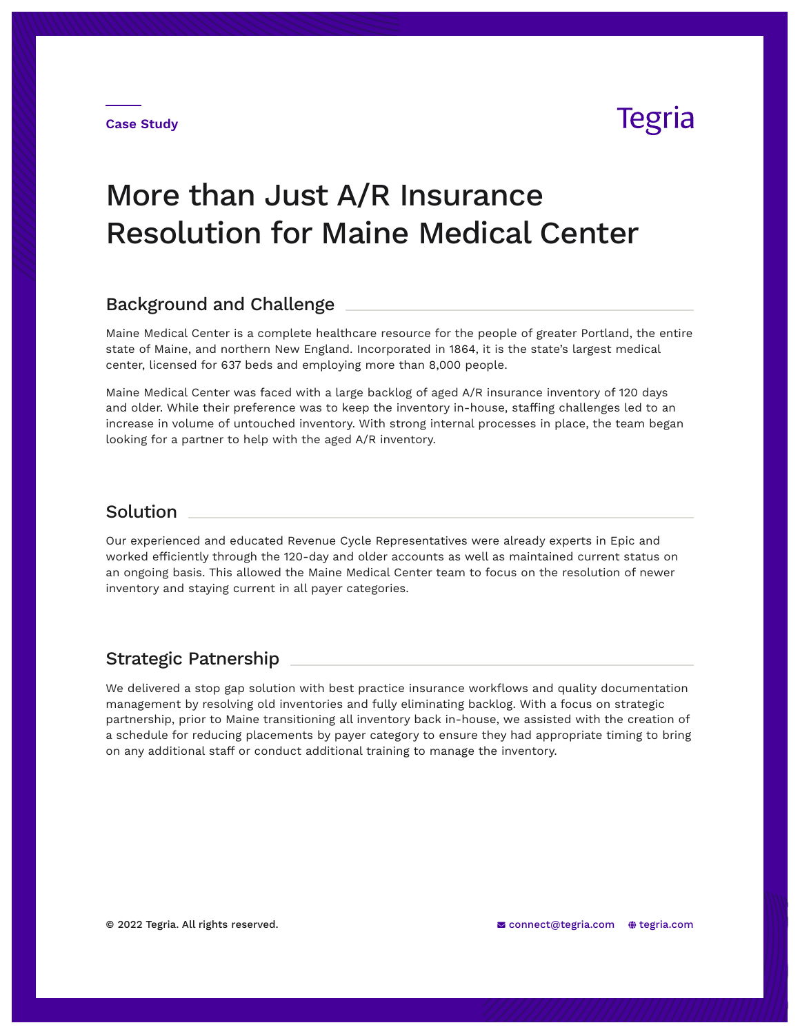Case Study

Tegria

# More than Just A/R Insurance Resolution for Maine Medical Center

## Background and Challenge

Maine Medical Center is a complete healthcare resource for the people of greater Portland, the entire state of Maine, and northern New England. Incorporated in 1864, it is the state's largest medical center, licensed for 637 beds and employing more than 8,000 people.

Maine Medical Center was faced with a large backlog of aged A/R insurance inventory of 120 days and older. While their preference was to keep the inventory in-house, staffing challenges led to an increase in volume of untouched inventory. With strong internal processes in place, the team began looking for a partner to help with the aged A/R inventory.

## Solution

Our experienced and educated Revenue Cycle Representatives were already experts in Epic and worked efficiently through the 120-day and older accounts as well as maintained current status on an ongoing basis. This allowed the Maine Medical Center team to focus on the resolution of newer inventory and staying current in all payer categories.

## Strategic Patnership

We delivered a stop gap solution with best practice insurance workflows and quality documentation management by resolving old inventories and fully eliminating backlog. With a focus on strategic partnership, prior to Maine transitioning all inventory back in-house, we assisted with the creation of a schedule for reducing placements by payer category to ensure they had appropriate timing to bring on any additional staff or conduct additional training to manage the inventory.

© 2022 Tegria. All rights reserved.

connect@tegria.com tegria.com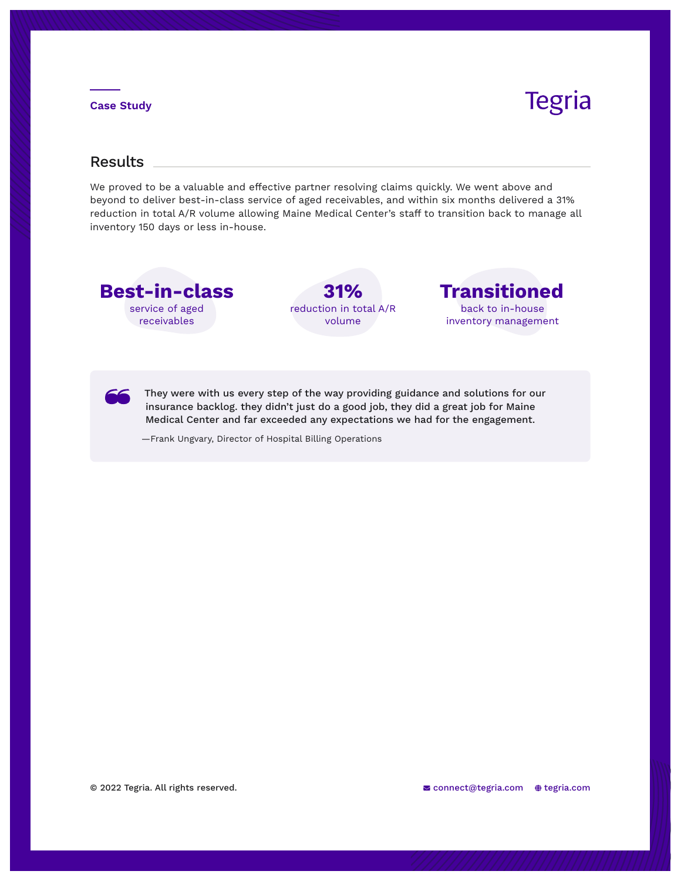Case Study

Tegria

## Results

We proved to be a valuable and effective partner resolving claims quickly. We went above and beyond to deliver best-in-class service of aged receivables, and within six months delivered a 31% reduction in total A/R volume allowing Maine Medical Center's staff to transition back to manage all inventory 150 days or less in-house.

**Best-in-class**
service of aged receivables

**31%**
reduction in total A/R volume

**Transitioned**
back to in-house inventory management

> **They were with us every step of the way providing guidance and solutions for our insurance backlog. they didn't just do a good job, they did a great job for Maine Medical Center and far exceeded any expectations we had for the engagement.**
>
> —Frank Ungvary, Director of Hospital Billing Operations

© 2022 Tegria. All rights reserved.

connect@tegria.com tegria.com